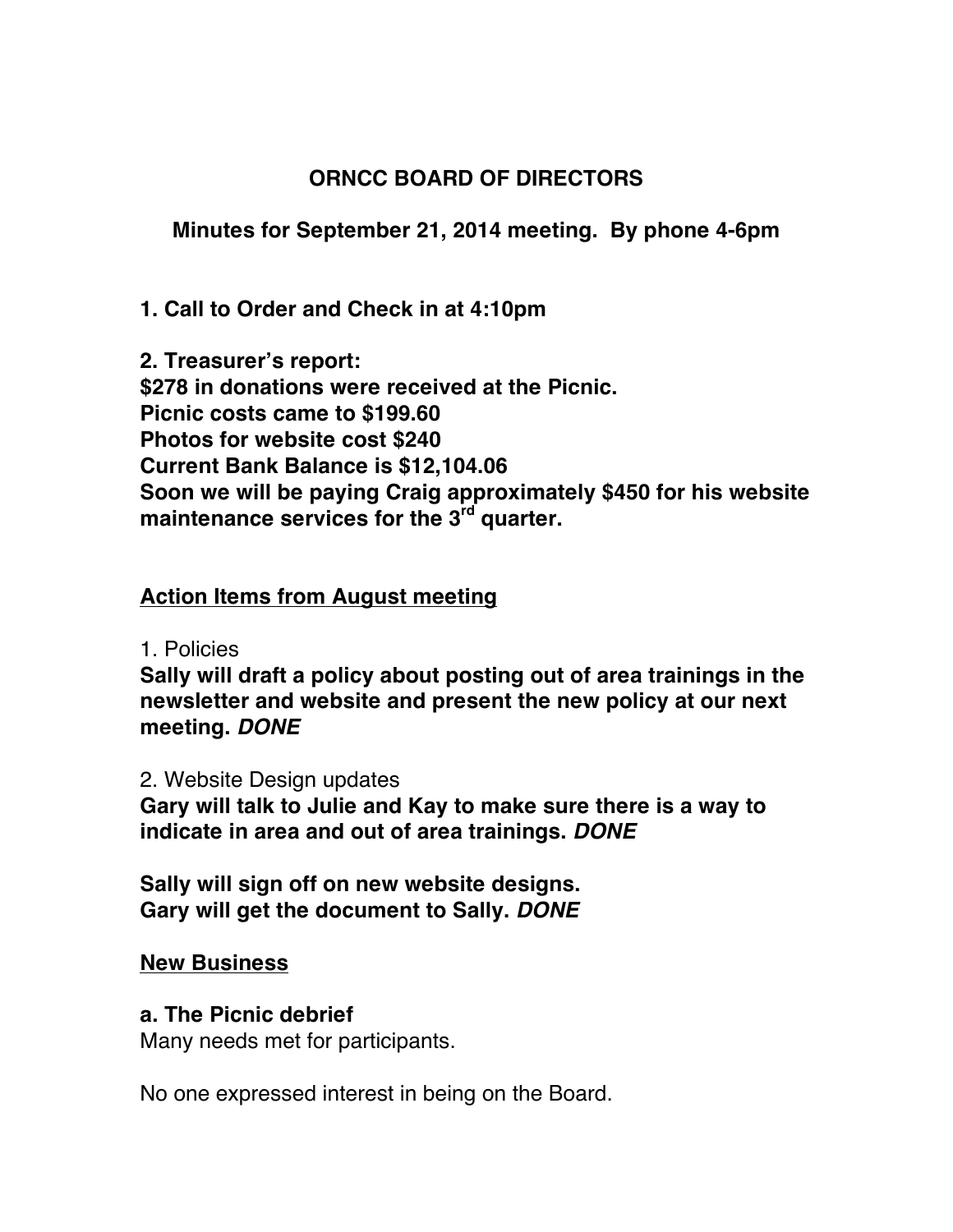# ORNCC BOARD OF DIRECTORS

## Minutes for September 21, 2014 meeting. By phone 4-6pm

**1. Call to Order and Check in at 4:10pm**

**2. Treasurer's report:**
**$278 in donations were received at the Picnic.**
**Picnic costs came to $199.60**
**Photos for website cost $240**
**Current Bank Balance is $12,104.06**
**Soon we will be paying Craig approximately $450 for his website maintenance services for the 3rd quarter.**

**Action Items from August meeting**

1. Policies
**Sally will draft a policy about posting out of area trainings in the newsletter and website and present the new policy at our next meeting. *DONE***

2. Website Design updates
**Gary will talk to Julie and Kay to make sure there is a way to indicate in area and out of area trainings. *DONE***

**Sally will sign off on new website designs.**
**Gary will get the document to Sally. *DONE***

**New Business**

**a. The Picnic debrief**
Many needs met for participants.

No one expressed interest in being on the Board.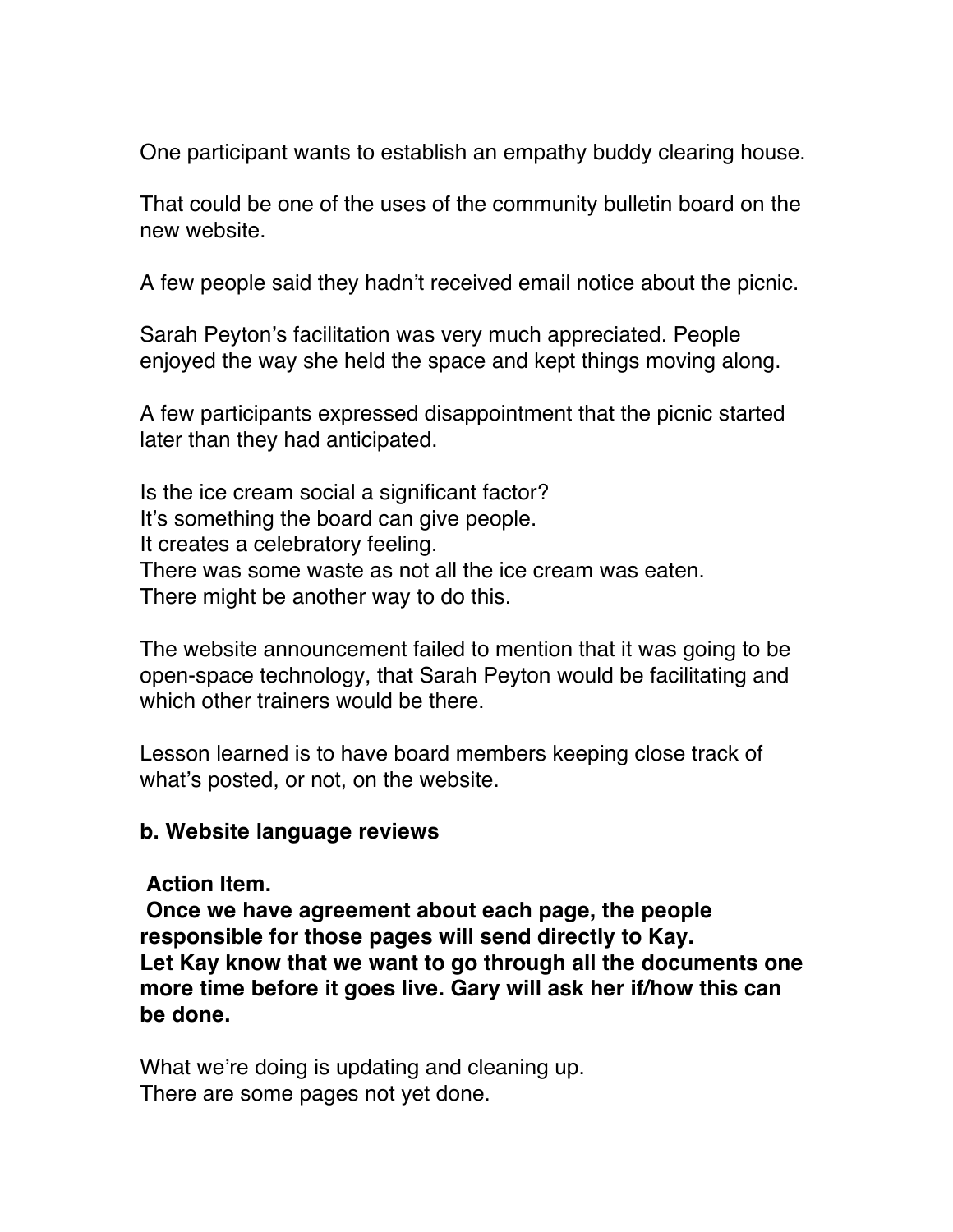One participant wants to establish an empathy buddy clearing house.

That could be one of the uses of the community bulletin board on the new website.

A few people said they hadn't received email notice about the picnic.

Sarah Peyton's facilitation was very much appreciated. People enjoyed the way she held the space and kept things moving along.

A few participants expressed disappointment that the picnic started later than they had anticipated.

Is the ice cream social a significant factor?
It's something the board can give people.
It creates a celebratory feeling.
There was some waste as not all the ice cream was eaten.
There might be another way to do this.

The website announcement failed to mention that it was going to be open-space technology, that Sarah Peyton would be facilitating and which other trainers would be there.

Lesson learned is to have board members keeping close track of what's posted, or not, on the website.

**b. Website language reviews**

**Action Item.**
**Once we have agreement about each page, the people responsible for those pages will send directly to Kay.**
**Let Kay know that we want to go through all the documents one more time before it goes live. Gary will ask her if/how this can be done.**

What we're doing is updating and cleaning up.
There are some pages not yet done.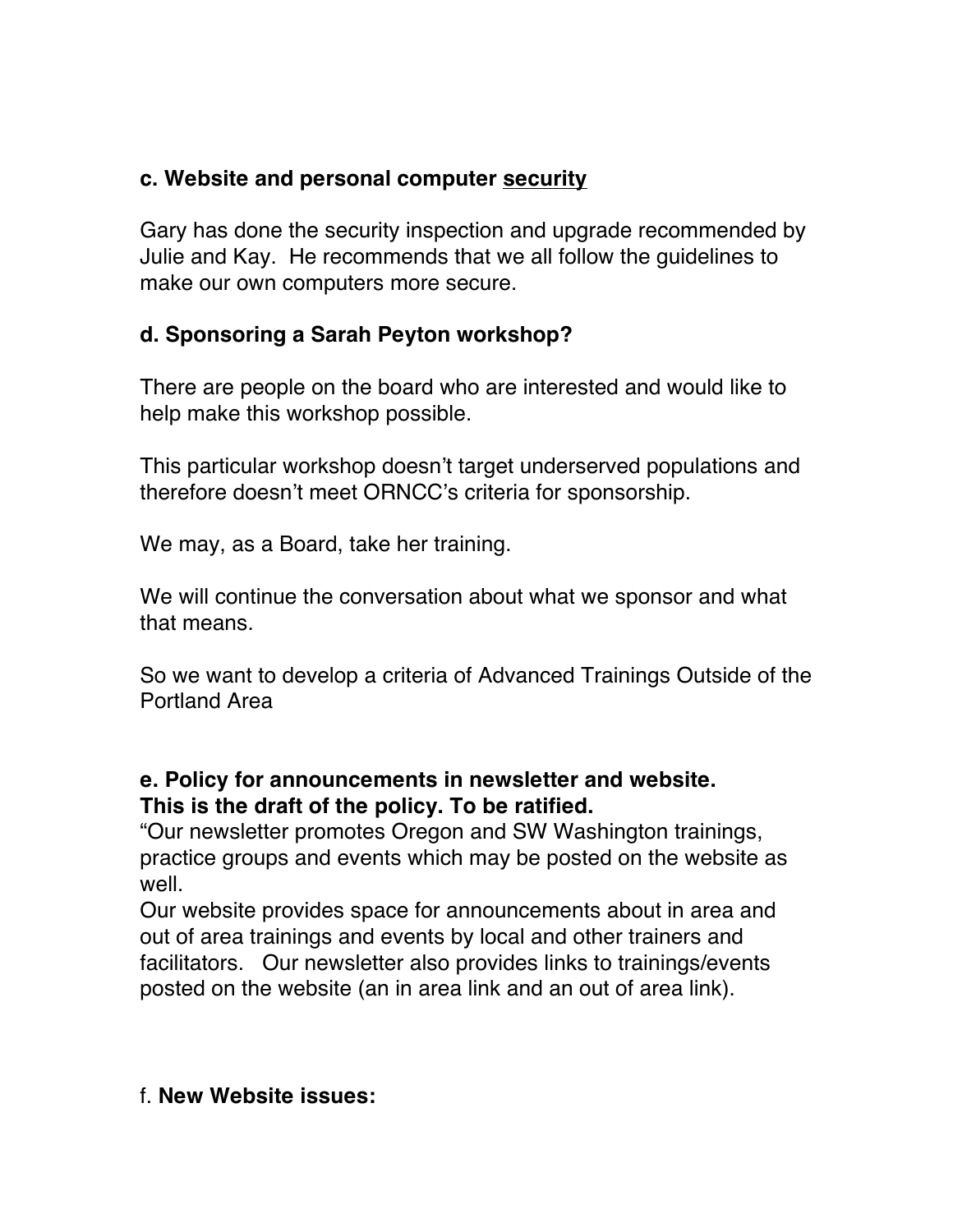### c. Website and personal computer <u>security</u>

Gary has done the security inspection and upgrade recommended by Julie and Kay. He recommends that we all follow the guidelines to make our own computers more secure.

### d. Sponsoring a Sarah Peyton workshop?

There are people on the board who are interested and would like to help make this workshop possible.

This particular workshop doesn't target underserved populations and therefore doesn't meet ORNCC's criteria for sponsorship.

We may, as a Board, take her training.

We will continue the conversation about what we sponsor and what that means.

So we want to develop a criteria of Advanced Trainings Outside of the Portland Area

### e. Policy for announcements in newsletter and website. This is the draft of the policy. To be ratified.

"Our newsletter promotes Oregon and SW Washington trainings, practice groups and events which may be posted on the website as well.
Our website provides space for announcements about in area and out of area trainings and events by local and other trainers and facilitators. Our newsletter also provides links to trainings/events posted on the website (an in area link and an out of area link).

### f. **New Website issues:**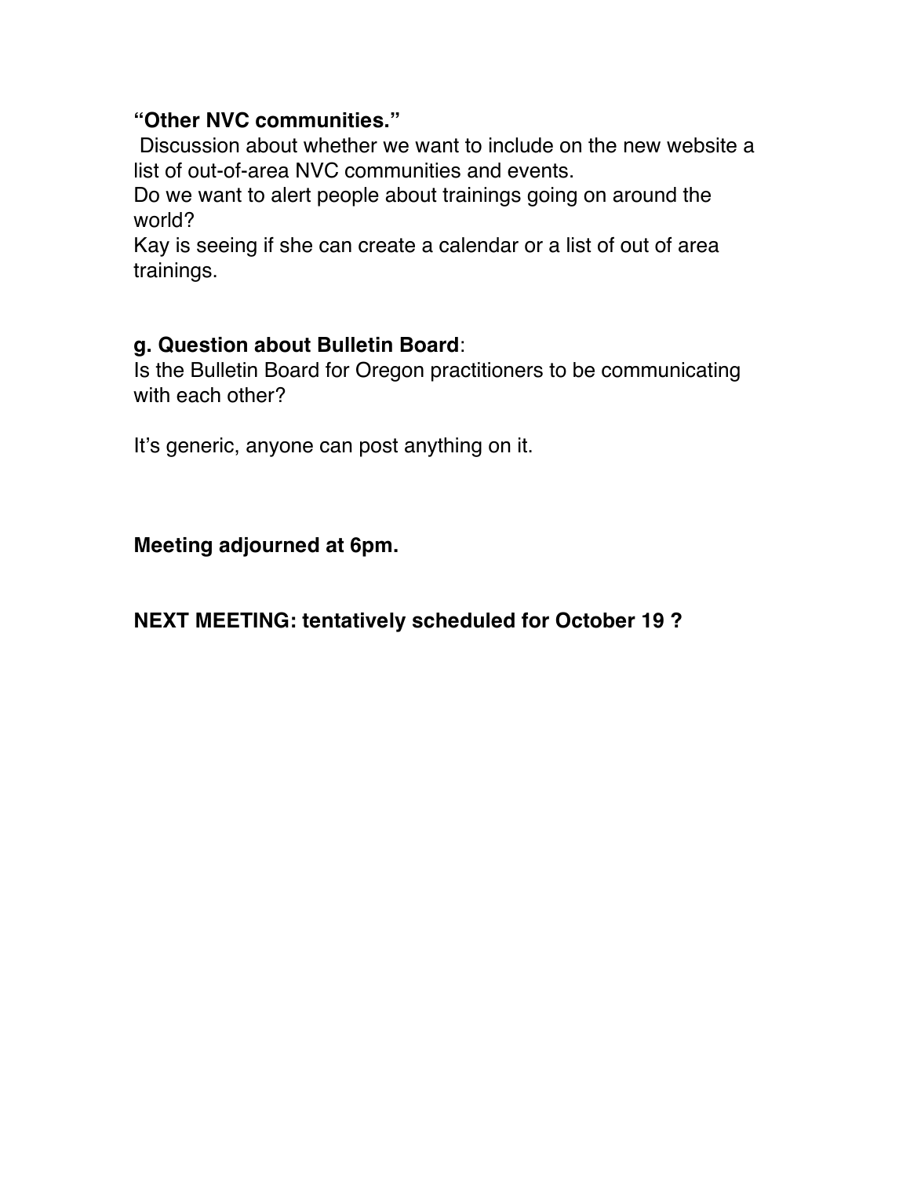**“Other NVC communities.”**

Discussion about whether we want to include on the new website a list of out-of-area NVC communities and events.
Do we want to alert people about trainings going on around the world?
Kay is seeing if she can create a calendar or a list of out of area trainings.

**g. Question about Bulletin Board**:
Is the Bulletin Board for Oregon practitioners to be communicating with each other?

It’s generic, anyone can post anything on it.

**Meeting adjourned at 6pm.**

**NEXT MEETING: tentatively scheduled for October 19 ?**